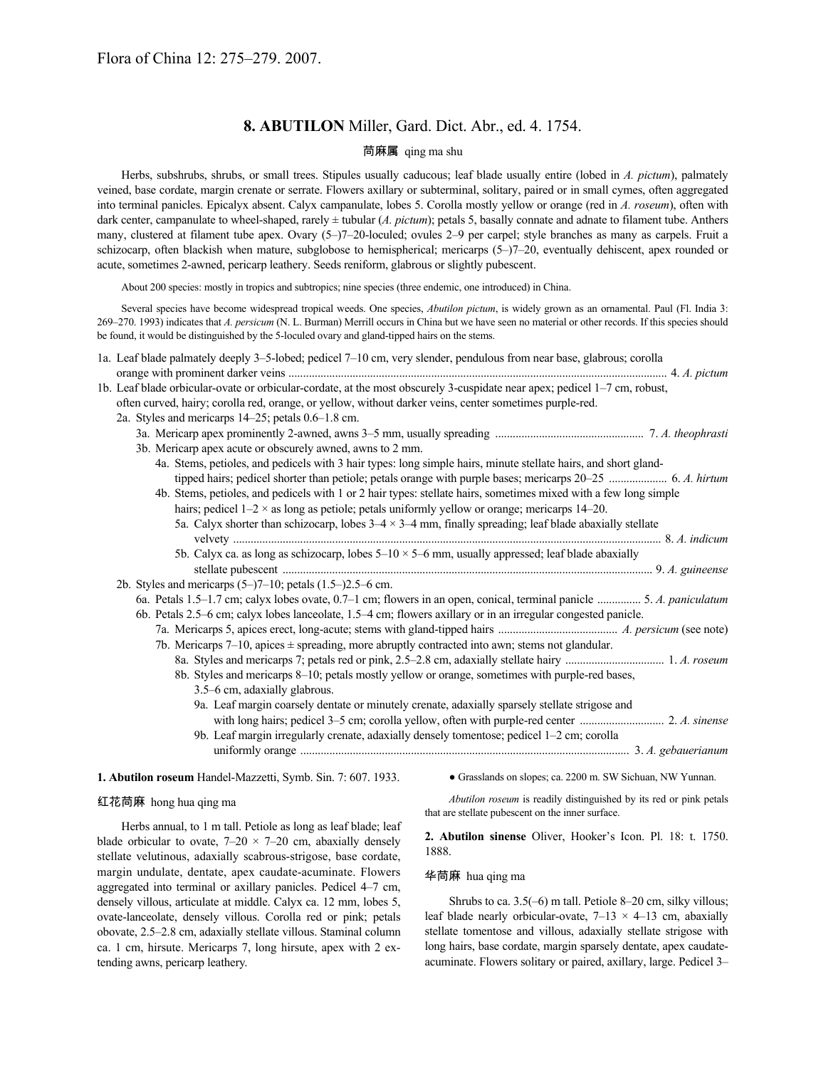Flora of China 12: 275–279. 2007.

# 8. ABUTILON Miller, Gard. Dict. Abr., ed. 4. 1754.

苘麻属 qing ma shu

Herbs, subshrubs, shrubs, or small trees. Stipules usually caducous; leaf blade usually entire (lobed in *A. pictum*), palmately veined, base cordate, margin crenate or serrate. Flowers axillary or subterminal, solitary, paired or in small cymes, often aggregated into terminal panicles. Epicalyx absent. Calyx campanulate, lobes 5. Corolla mostly yellow or orange (red in *A. roseum*), often with dark center, campanulate to wheel-shaped, rarely ± tubular (*A. pictum*); petals 5, basally connate and adnate to filament tube. Anthers many, clustered at filament tube apex. Ovary (5–)7–20-loculed; ovules 2–9 per carpel; style branches as many as carpels. Fruit a schizocarp, often blackish when mature, subglobose to hemispherical; mericarps (5–)7–20, eventually dehiscent, apex rounded or acute, sometimes 2-awned, pericarp leathery. Seeds reniform, glabrous or slightly pubescent.

About 200 species: mostly in tropics and subtropics; nine species (three endemic, one introduced) in China.

Several species have become widespread tropical weeds. One species, *Abutilon pictum*, is widely grown as an ornamental. Paul (Fl. India 3: 269–270. 1993) indicates that *A. persicum* (N. L. Burman) Merrill occurs in China but we have seen no material or other records. If this species should be found, it would be distinguished by the 5-loculed ovary and gland-tipped hairs on the stems.

1a. Leaf blade palmately deeply 3–5-lobed; pedicel 7–10 cm, very slender, pendulous from near base, glabrous; corolla orange with prominent darker veins ..... 4. *A. pictum*
1b. Leaf blade orbicular-ovate or orbicular-cordate, at the most obscurely 3-cuspidate near apex; pedicel 1–7 cm, robust, often curved, hairy; corolla red, orange, or yellow, without darker veins, center sometimes purple-red.
- 2a. Styles and mericarps 14–25; petals 0.6–1.8 cm.
  - 3a. Mericarp apex prominently 2-awned, awns 3–5 mm, usually spreading ..... 7. *A. theophrasti*
  - 3b. Mericarp apex acute or obscurely awned, awns to 2 mm.
    - 4a. Stems, petioles, and pedicels with 3 hair types: long simple hairs, minute stellate hairs, and short gland-tipped hairs; pedicel shorter than petiole; petals orange with purple bases; mericarps 20–25 ..... 6. *A. hirtum*
    - 4b. Stems, petioles, and pedicels with 1 or 2 hair types: stellate hairs, sometimes mixed with a few long simple hairs; pedicel 1–2 × as long as petiole; petals uniformly yellow or orange; mericarps 14–20.
      - 5a. Calyx shorter than schizocarp, lobes 3–4 × 3–4 mm, finally spreading; leaf blade abaxially stellate velvety ..... 8. *A. indicum*
      - 5b. Calyx ca. as long as schizocarp, lobes 5–10 × 5–6 mm, usually appressed; leaf blade abaxially stellate pubescent ..... 9. *A. guineense*
- 2b. Styles and mericarps (5–)7–10; petals (1.5–)2.5–6 cm.
  - 6a. Petals 1.5–1.7 cm; calyx lobes ovate, 0.7–1 cm; flowers in an open, conical, terminal panicle ..... 5. *A. paniculatum*
  - 6b. Petals 2.5–6 cm; calyx lobes lanceolate, 1.5–4 cm; flowers axillary or in an irregular congested panicle.
    - 7a. Mericarps 5, apices erect, long-acute; stems with gland-tipped hairs ..... *A. persicum* (see note)
    - 7b. Mericarps 7–10, apices ± spreading, more abruptly contracted into awn; stems not glandular.
      - 8a. Styles and mericarps 7; petals red or pink, 2.5–2.8 cm, adaxially stellate hairy ..... 1. *A. roseum*
      - 8b. Styles and mericarps 8–10; petals mostly yellow or orange, sometimes with purple-red bases, 3.5–6 cm, adaxially glabrous.
        - 9a. Leaf margin coarsely dentate or minutely crenate, adaxially sparsely stellate strigose and with long hairs; pedicel 3–5 cm; corolla yellow, often with purple-red center ..... 2. *A. sinense*
        - 9b. Leaf margin irregularly crenate, adaxially densely tomentose; pedicel 1–2 cm; corolla uniformly orange ..... 3. *A. gebauerianum*

**1. Abutilon roseum** Handel-Mazzetti, Symb. Sin. 7: 607. 1933.

红花苘麻 hong hua qing ma

Herbs annual, to 1 m tall. Petiole as long as leaf blade; leaf blade orbicular to ovate, 7–20 × 7–20 cm, abaxially densely stellate velutinous, adaxially scabrous-strigose, base cordate, margin undulate, dentate, apex caudate-acuminate. Flowers aggregated into terminal or axillary panicles. Pedicel 4–7 cm, densely villous, articulate at middle. Calyx ca. 12 mm, lobes 5, ovate-lanceolate, densely villous. Corolla red or pink; petals obovate, 2.5–2.8 cm, adaxially stellate villous. Staminal column ca. 1 cm, hirsute. Mericarps 7, long hirsute, apex with 2 extending awns, pericarp leathery.

● Grasslands on slopes; ca. 2200 m. SW Sichuan, NW Yunnan.

*Abutilon roseum* is readily distinguished by its red or pink petals that are stellate pubescent on the inner surface.

**2. Abutilon sinense** Oliver, Hooker's Icon. Pl. 18: t. 1750. 1888.

华苘麻 hua qing ma

Shrubs to ca. 3.5(–6) m tall. Petiole 8–20 cm, silky villous; leaf blade nearly orbicular-ovate, 7–13 × 4–13 cm, abaxially stellate tomentose and villous, adaxially stellate strigose with long hairs, base cordate, margin sparsely dentate, apex caudate-acuminate. Flowers solitary or paired, axillary, large. Pedicel 3–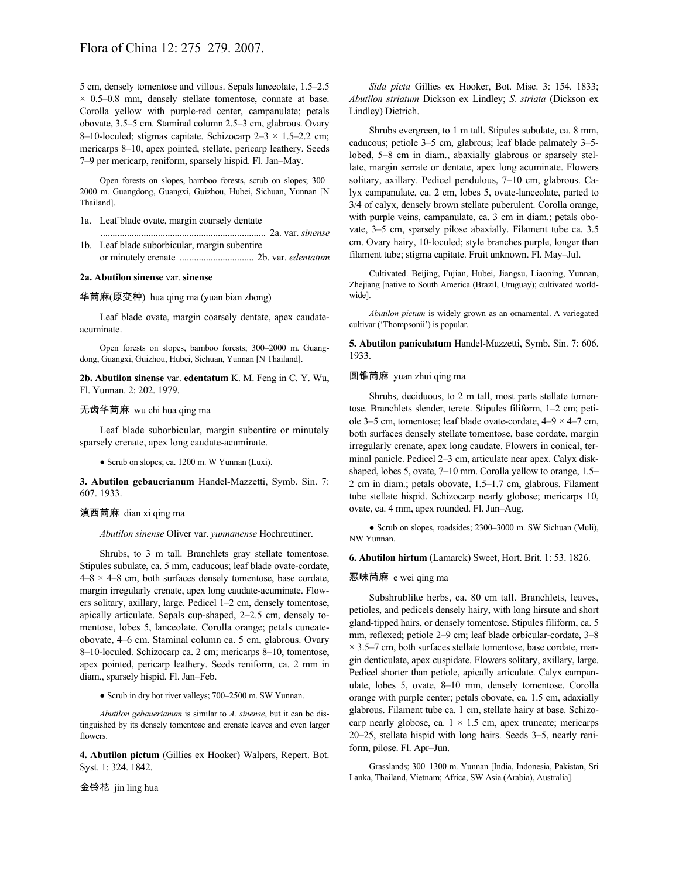5 cm, densely tomentose and villous. Sepals lanceolate, 1.5–2.5 × 0.5–0.8 mm, densely stellate tomentose, connate at base. Corolla yellow with purple-red center, campanulate; petals obovate, 3.5–5 cm. Staminal column 2.5–3 cm, glabrous. Ovary 8–10-loculed; stigmas capitate. Schizocarp 2–3 × 1.5–2.2 cm; mericarps 8–10, apex pointed, stellate, pericarp leathery. Seeds 7–9 per mericarp, reniform, sparsely hispid. Fl. Jan–May.

Open forests on slopes, bamboo forests, scrub on slopes; 300–2000 m. Guangdong, Guangxi, Guizhou, Hubei, Sichuan, Yunnan [N Thailand].

1a. Leaf blade ovate, margin coarsely dentate .................................................................... 2a. var. *sinense*
1b. Leaf blade suborbicular, margin subentire or minutely crenate .............................. 2b. var. *edentatum*

**2a. Abutilon sinense** var. **sinense**

华苘麻(原变种) hua qing ma (yuan bian zhong)

Leaf blade ovate, margin coarsely dentate, apex caudate-acuminate.

Open forests on slopes, bamboo forests; 300–2000 m. Guangdong, Guangxi, Guizhou, Hubei, Sichuan, Yunnan [N Thailand].

**2b. Abutilon sinense** var. **edentatum** K. M. Feng in C. Y. Wu, Fl. Yunnan. 2: 202. 1979.

无齿华苘麻 wu chi hua qing ma

Leaf blade suborbicular, margin subentire or minutely sparsely crenate, apex long caudate-acuminate.

● Scrub on slopes; ca. 1200 m. W Yunnan (Luxi).

**3. Abutilon gebauerianum** Handel-Mazzetti, Symb. Sin. 7: 607. 1933.

滇西苘麻 dian xi qing ma

*Abutilon sinense* Oliver var. *yunnanense* Hochreutiner.

Shrubs, to 3 m tall. Branchlets gray stellate tomentose. Stipules subulate, ca. 5 mm, caducous; leaf blade ovate-cordate, 4–8 × 4–8 cm, both surfaces densely tomentose, base cordate, margin irregularly crenate, apex long caudate-acuminate. Flowers solitary, axillary, large. Pedicel 1–2 cm, densely tomentose, apically articulate. Sepals cup-shaped, 2–2.5 cm, densely tomentose, lobes 5, lanceolate. Corolla orange; petals cuneate-obovate, 4–6 cm. Staminal column ca. 5 cm, glabrous. Ovary 8–10-loculed. Schizocarp ca. 2 cm; mericarps 8–10, tomentose, apex pointed, pericarp leathery. Seeds reniform, ca. 2 mm in diam., sparsely hispid. Fl. Jan–Feb.

● Scrub in dry hot river valleys; 700–2500 m. SW Yunnan.

*Abutilon gebauerianum* is similar to *A. sinense*, but it can be distinguished by its densely tomentose and crenate leaves and even larger flowers.

**4. Abutilon pictum** (Gillies ex Hooker) Walpers, Repert. Bot. Syst. 1: 324. 1842.

金铃花 jin ling hua

*Sida picta* Gillies ex Hooker, Bot. Misc. 3: 154. 1833; *Abutilon striatum* Dickson ex Lindley; *S. striata* (Dickson ex Lindley) Dietrich.

Shrubs evergreen, to 1 m tall. Stipules subulate, ca. 8 mm, caducous; petiole 3–5 cm, glabrous; leaf blade palmately 3–5-lobed, 5–8 cm in diam., abaxially glabrous or sparsely stellate, margin serrate or dentate, apex long acuminate. Flowers solitary, axillary. Pedicel pendulous, 7–10 cm, glabrous. Calyx campanulate, ca. 2 cm, lobes 5, ovate-lanceolate, parted to 3/4 of calyx, densely brown stellate puberulent. Corolla orange, with purple veins, campanulate, ca. 3 cm in diam.; petals obovate, 3–5 cm, sparsely pilose abaxially. Filament tube ca. 3.5 cm. Ovary hairy, 10-loculed; style branches purple, longer than filament tube; stigma capitate. Fruit unknown. Fl. May–Jul.

Cultivated. Beijing, Fujian, Hubei, Jiangsu, Liaoning, Yunnan, Zhejiang [native to South America (Brazil, Uruguay); cultivated worldwide].

*Abutilon pictum* is widely grown as an ornamental. A variegated cultivar ('Thompsonii') is popular.

**5. Abutilon paniculatum** Handel-Mazzetti, Symb. Sin. 7: 606. 1933.

圆锥苘麻 yuan zhui qing ma

Shrubs, deciduous, to 2 m tall, most parts stellate tomentose. Branchlets slender, terete. Stipules filiform, 1–2 cm; petiole 3–5 cm, tomentose; leaf blade ovate-cordate, 4–9 × 4–7 cm, both surfaces densely stellate tomentose, base cordate, margin irregularly crenate, apex long caudate. Flowers in conical, terminal panicle. Pedicel 2–3 cm, articulate near apex. Calyx disk-shaped, lobes 5, ovate, 7–10 mm. Corolla yellow to orange, 1.5–2 cm in diam.; petals obovate, 1.5–1.7 cm, glabrous. Filament tube stellate hispid. Schizocarp nearly globose; mericarps 10, ovate, ca. 4 mm, apex rounded. Fl. Jun–Aug.

● Scrub on slopes, roadsides; 2300–3000 m. SW Sichuan (Muli), NW Yunnan.

**6. Abutilon hirtum** (Lamarck) Sweet, Hort. Brit. 1: 53. 1826.

恶味苘麻 e wei qing ma

Subshrublike herbs, ca. 80 cm tall. Branchlets, leaves, petioles, and pedicels densely hairy, with long hirsute and short gland-tipped hairs, or densely tomentose. Stipules filiform, ca. 5 mm, reflexed; petiole 2–9 cm; leaf blade orbicular-cordate, 3–8 × 3.5–7 cm, both surfaces stellate tomentose, base cordate, margin denticulate, apex cuspidate. Flowers solitary, axillary, large. Pedicel shorter than petiole, apically articulate. Calyx campanulate, lobes 5, ovate, 8–10 mm, densely tomentose. Corolla orange with purple center; petals obovate, ca. 1.5 cm, adaxially glabrous. Filament tube ca. 1 cm, stellate hairy at base. Schizocarp nearly globose, ca. 1 × 1.5 cm, apex truncate; mericarps 20–25, stellate hispid with long hairs. Seeds 3–5, nearly reniform, pilose. Fl. Apr–Jun.

Grasslands; 300–1300 m. Yunnan [India, Indonesia, Pakistan, Sri Lanka, Thailand, Vietnam; Africa, SW Asia (Arabia), Australia].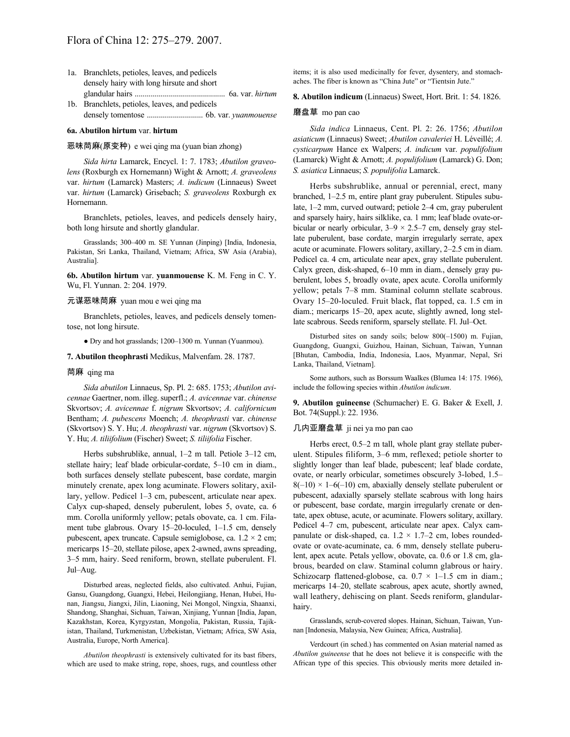1a. Branchlets, petioles, leaves, and pedicels densely hairy with long hirsute and short glandular hairs ............................................ 6a. var. *hirtum*
1b. Branchlets, petioles, leaves, and pedicels densely tomentose ............................ 6b. var. *yuanmouense*

**6a. Abutilon hirtum var. hirtum**

恶味苘麻(原变种) e wei qing ma (yuan bian zhong)

*Sida hirta* Lamarck, Encycl. 1: 7. 1783; *Abutilon graveolens* (Roxburgh ex Hornemann) Wight & Arnott; *A. graveolens* var. *hirtum* (Lamarck) Masters; *A. indicum* (Linnaeus) Sweet var. *hirtum* (Lamarck) Grisebach; *S. graveolens* Roxburgh ex Hornemann.

Branchlets, petioles, leaves, and pedicels densely hairy, both long hirsute and shortly glandular.

Grasslands; 300–400 m. SE Yunnan (Jinping) [India, Indonesia, Pakistan, Sri Lanka, Thailand, Vietnam; Africa, SW Asia (Arabia), Australia].

**6b. Abutilon hirtum var. yuanmouense** K. M. Feng in C. Y. Wu, Fl. Yunnan. 2: 204. 1979.

元谋恶味苘麻 yuan mou e wei qing ma

Branchlets, petioles, leaves, and pedicels densely tomentose, not long hirsute.

● Dry and hot grasslands; 1200–1300 m. Yunnan (Yuanmou).

**7. Abutilon theophrasti** Medikus, Malvenfam. 28. 1787.

苘麻 qing ma

*Sida abutilon* Linnaeus, Sp. Pl. 2: 685. 1753; *Abutilon avicennae* Gaertner, nom. illeg. superfl.; *A. avicennae* var. *chinense* Skvortsov; *A. avicennae* f. *nigrum* Skvortsov; *A. californicum* Bentham; *A. pubescens* Moench; *A. theophrasti* var. *chinense* (Skvortsov) S. Y. Hu; *A. theophrasti* var. *nigrum* (Skvortsov) S. Y. Hu; *A. tiliifolium* (Fischer) Sweet; *S. tiliifolia* Fischer.

Herbs subshrublike, annual, 1–2 m tall. Petiole 3–12 cm, stellate hairy; leaf blade orbicular-cordate, 5–10 cm in diam., both surfaces densely stellate pubescent, base cordate, margin minutely crenate, apex long acuminate. Flowers solitary, axillary, yellow. Pedicel 1–3 cm, pubescent, articulate near apex. Calyx cup-shaped, densely puberulent, lobes 5, ovate, ca. 6 mm. Corolla uniformly yellow; petals obovate, ca. 1 cm. Filament tube glabrous. Ovary 15–20-loculed, 1–1.5 cm, densely pubescent, apex truncate. Capsule semiglobose, ca. 1.2 × 2 cm; mericarps 15–20, stellate pilose, apex 2-awned, awns spreading, 3–5 mm, hairy. Seed reniform, brown, stellate puberulent. Fl. Jul–Aug.

Disturbed areas, neglected fields, also cultivated. Anhui, Fujian, Gansu, Guangdong, Guangxi, Hebei, Heilongjiang, Henan, Hubei, Hunan, Jiangsu, Jiangxi, Jilin, Liaoning, Nei Mongol, Ningxia, Shaanxi, Shandong, Shanghai, Sichuan, Taiwan, Xinjiang, Yunnan [India, Japan, Kazakhstan, Korea, Kyrgyzstan, Mongolia, Pakistan, Russia, Tajikistan, Thailand, Turkmenistan, Uzbekistan, Vietnam; Africa, SW Asia, Australia, Europe, North America].

*Abutilon theophrasti* is extensively cultivated for its bast fibers, which are used to make string, rope, shoes, rugs, and countless other items; it is also used medicinally for fever, dysentery, and stomachaches. The fiber is known as "China Jute" or "Tientsin Jute."

**8. Abutilon indicum** (Linnaeus) Sweet, Hort. Brit. 1: 54. 1826.

磨盘草 mo pan cao

*Sida indica* Linnaeus, Cent. Pl. 2: 26. 1756; *Abutilon asiaticum* (Linnaeus) Sweet; *Abutilon cavaleriei* H. Léveillé; *A. cysticarpum* Hance ex Walpers; *A. indicum* var. *populifolium* (Lamarck) Wight & Arnott; *A. populifolium* (Lamarck) G. Don; *S. asiatica* Linnaeus; *S. populifolia* Lamarck.

Herbs subshrublike, annual or perennial, erect, many branched, 1–2.5 m, entire plant gray puberulent. Stipules subulate, 1–2 mm, curved outward; petiole 2–4 cm, gray puberulent and sparsely hairy, hairs silklike, ca. 1 mm; leaf blade ovate-orbicular or nearly orbicular, 3–9 × 2.5–7 cm, densely gray stellate puberulent, base cordate, margin irregularly serrate, apex acute or acuminate. Flowers solitary, axillary, 2–2.5 cm in diam. Pedicel ca. 4 cm, articulate near apex, gray stellate puberulent. Calyx green, disk-shaped, 6–10 mm in diam., densely gray puberulent, lobes 5, broadly ovate, apex acute. Corolla uniformly yellow; petals 7–8 mm. Staminal column stellate scabrous. Ovary 15–20-loculed. Fruit black, flat topped, ca. 1.5 cm in diam.; mericarps 15–20, apex acute, slightly awned, long stellate scabrous. Seeds reniform, sparsely stellate. Fl. Jul–Oct.

Disturbed sites on sandy soils; below 800(–1500) m. Fujian, Guangdong, Guangxi, Guizhou, Hainan, Sichuan, Taiwan, Yunnan [Bhutan, Cambodia, India, Indonesia, Laos, Myanmar, Nepal, Sri Lanka, Thailand, Vietnam].

Some authors, such as Borssum Waalkes (Blumea 14: 175. 1966), include the following species within *Abutilon indicum*.

**9. Abutilon guineense** (Schumacher) E. G. Baker & Exell, J. Bot. 74(Suppl.): 22. 1936.

几内亚磨盘草 ji nei ya mo pan cao

Herbs erect, 0.5–2 m tall, whole plant gray stellate puberulent. Stipules filiform, 3–6 mm, reflexed; petiole shorter to slightly longer than leaf blade, pubescent; leaf blade cordate, ovate, or nearly orbicular, sometimes obscurely 3-lobed, 1.5–8(–10) × 1–6(–10) cm, abaxially densely stellate puberulent or pubescent, adaxially sparsely stellate scabrous with long hairs or pubescent, base cordate, margin irregularly crenate or dentate, apex obtuse, acute, or acuminate. Flowers solitary, axillary. Pedicel 4–7 cm, pubescent, articulate near apex. Calyx campanulate or disk-shaped, ca. 1.2 × 1.7–2 cm, lobes rounded-ovate or ovate-acuminate, ca. 6 mm, densely stellate puberulent, apex acute. Petals yellow, obovate, ca. 0.6 or 1.8 cm, glabrous, bearded on claw. Staminal column glabrous or hairy. Schizocarp flattened-globose, ca. 0.7 × 1–1.5 cm in diam.; mericarps 14–20, stellate scabrous, apex acute, shortly awned, wall leathery, dehiscing on plant. Seeds reniform, glandular-hairy.

Grasslands, scrub-covered slopes. Hainan, Sichuan, Taiwan, Yunnan [Indonesia, Malaysia, New Guinea; Africa, Australia].

Verdcourt (in sched.) has commented on Asian material named as *Abutilon guineense* that he does not believe it is conspecific with the African type of this species. This obviously merits more detailed in-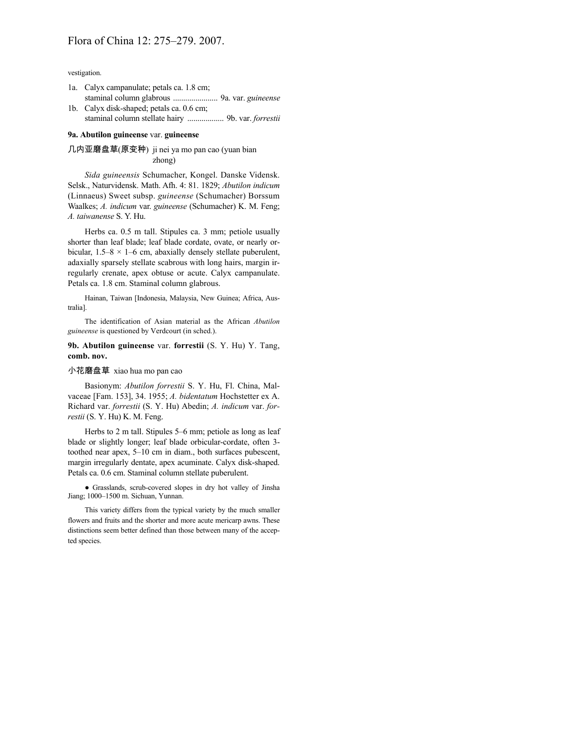vestigation.

1a. Calyx campanulate; petals ca. 1.8 cm; staminal column glabrous ...................... 9a. var. *guineense*
1b. Calyx disk-shaped; petals ca. 0.6 cm; staminal column stellate hairy .................. 9b. var. *forrestii*

**9a. Abutilon guineense** var. **guineense**

几内亚磨盘草(原变种) ji nei ya mo pan cao (yuan bian zhong)

*Sida guineensis* Schumacher, Kongel. Danske Vidensk. Selsk., Naturvidensk. Math. Afh. 4: 81. 1829; *Abutilon indicum* (Linnaeus) Sweet subsp. *guineense* (Schumacher) Borssum Waalkes; *A. indicum* var. *guineense* (Schumacher) K. M. Feng; *A. taiwanense* S. Y. Hu.

Herbs ca. 0.5 m tall. Stipules ca. 3 mm; petiole usually shorter than leaf blade; leaf blade cordate, ovate, or nearly orbicular, 1.5–8 × 1–6 cm, abaxially densely stellate puberulent, adaxially sparsely stellate scabrous with long hairs, margin irregularly crenate, apex obtuse or acute. Calyx campanulate. Petals ca. 1.8 cm. Staminal column glabrous.

Hainan, Taiwan [Indonesia, Malaysia, New Guinea; Africa, Australia].

The identification of Asian material as the African *Abutilon guineense* is questioned by Verdcourt (in sched.).

**9b. Abutilon guineense** var. **forrestii** (S. Y. Hu) Y. Tang, **comb. nov.**

小花磨盘草 xiao hua mo pan cao

Basionym: *Abutilon forrestii* S. Y. Hu, Fl. China, Malvaceae [Fam. 153], 34. 1955; *A. bidentatum* Hochstetter ex A. Richard var. *forrestii* (S. Y. Hu) Abedin; *A. indicum* var. *forrestii* (S. Y. Hu) K. M. Feng.

Herbs to 2 m tall. Stipules 5–6 mm; petiole as long as leaf blade or slightly longer; leaf blade orbicular-cordate, often 3-toothed near apex, 5–10 cm in diam., both surfaces pubescent, margin irregularly dentate, apex acuminate. Calyx disk-shaped. Petals ca. 0.6 cm. Staminal column stellate puberulent.

● Grasslands, scrub-covered slopes in dry hot valley of Jinsha Jiang; 1000–1500 m. Sichuan, Yunnan.

This variety differs from the typical variety by the much smaller flowers and fruits and the shorter and more acute mericarp awns. These distinctions seem better defined than those between many of the accepted species.